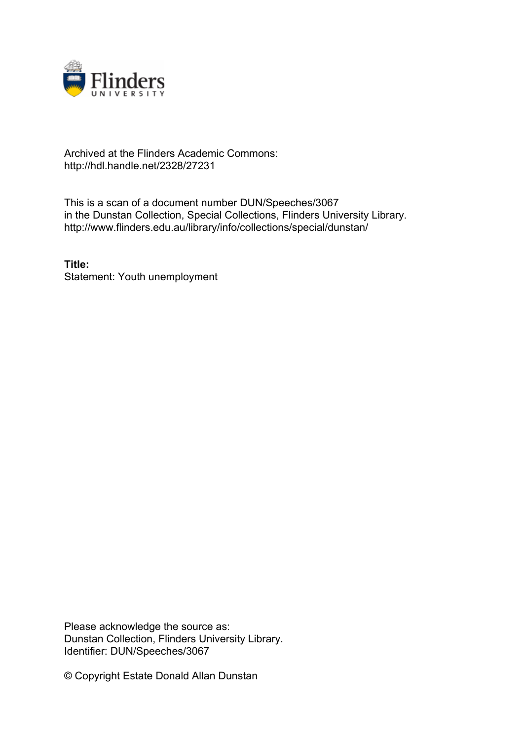Archived at the Flinders Academic Commons:
http://hdl.handle.net/2328/27231

This is a scan of a document number DUN/Speeches/3067
in the Dunstan Collection, Special Collections, Flinders University Library.
http://www.flinders.edu.au/library/info/collections/special/dunstan/

**Title:**
Statement: Youth unemployment

Please acknowledge the source as:
Dunstan Collection, Flinders University Library.
Identifier: DUN/Speeches/3067

© Copyright Estate Donald Allan Dunstan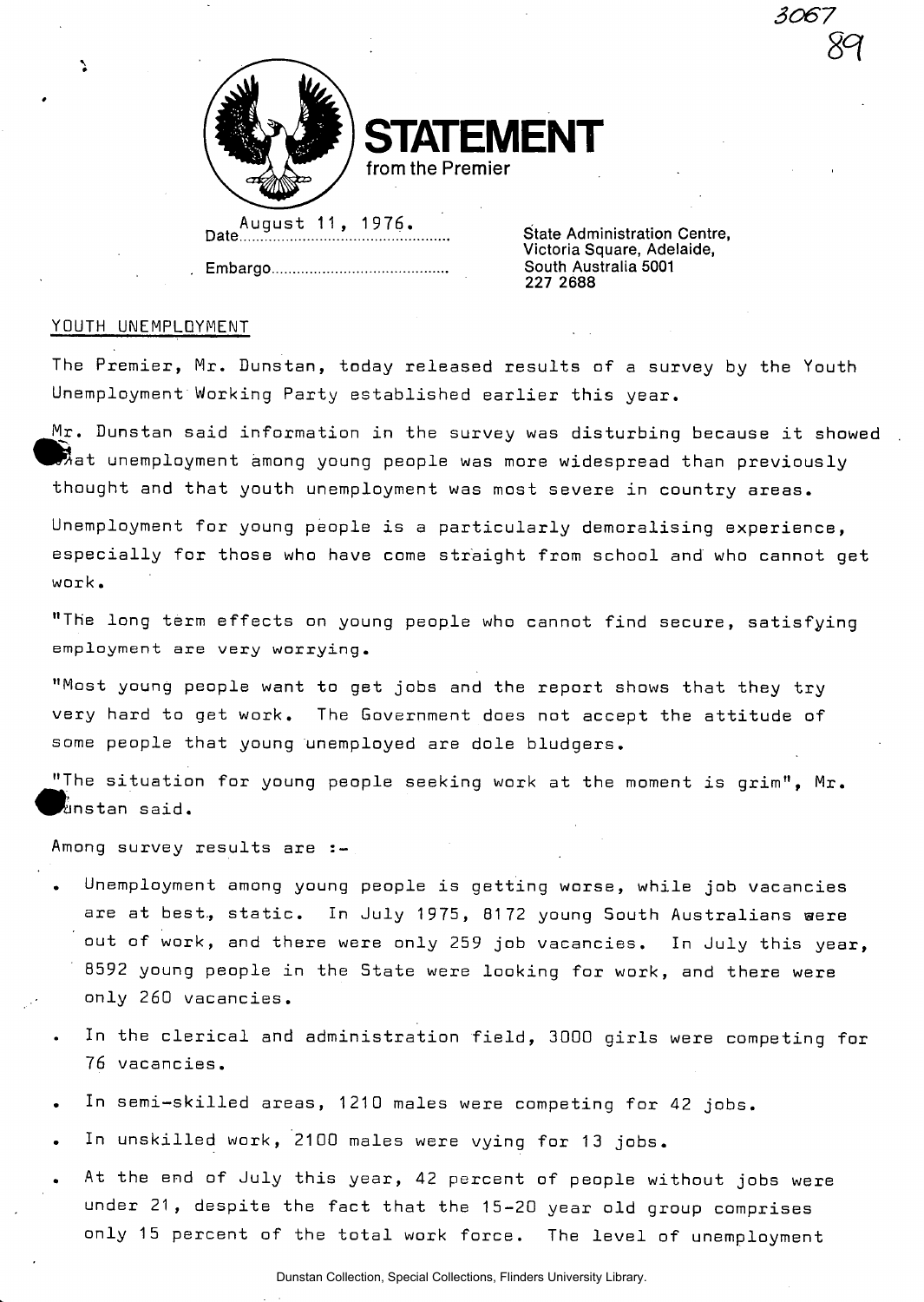# STATEMENT
from the Premier

Date August 11, 1976.

Embargo..........................................

State Administration Centre,
Victoria Square, Adelaide,
South Australia 5001
227 2688

YOUTH UNEMPLOYMENT

The Premier, Mr. Dunstan, today released results of a survey by the Youth Unemployment Working Party established earlier this year.

Mr. Dunstan said information in the survey was disturbing because it showed that unemployment among young people was more widespread than previously thought and that youth unemployment was most severe in country areas.

Unemployment for young people is a particularly demoralising experience, especially for those who have come straight from school and who cannot get work.

"The long term effects on young people who cannot find secure, satisfying employment are very worrying.

"Most young people want to get jobs and the report shows that they try very hard to get work. The Government does not accept the attitude of some people that young unemployed are dole bludgers.

"The situation for young people seeking work at the moment is grim", Mr. Dunstan said.

Among survey results are :-

- Unemployment among young people is getting worse, while job vacancies are at best, static. In July 1975, 8172 young South Australians were out of work, and there were only 259 job vacancies. In July this year, 8592 young people in the State were looking for work, and there were only 260 vacancies.
- In the clerical and administration field, 3000 girls were competing for 76 vacancies.
- In semi-skilled areas, 1210 males were competing for 42 jobs.
- In unskilled work, 2100 males were vying for 13 jobs.
- At the end of July this year, 42 percent of people without jobs were under 21, despite the fact that the 15-20 year old group comprises only 15 percent of the total work force. The level of unemployment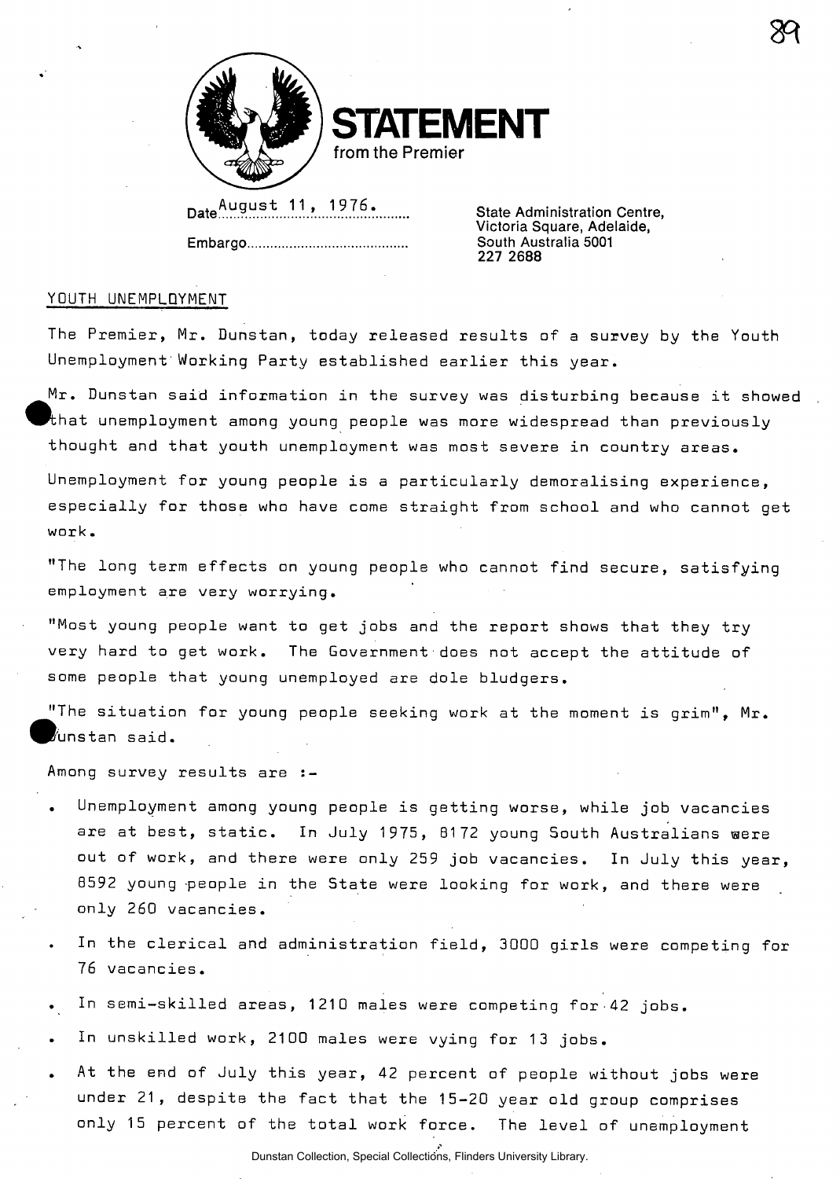# STATEMENT

from the Premier

Date August 11, 1976.

Embargo.........................................

State Administration Centre,
Victoria Square, Adelaide,
South Australia 5001
227 2688

YOUTH UNEMPLOYMENT

The Premier, Mr. Dunstan, today released results of a survey by the Youth Unemployment Working Party established earlier this year.

Mr. Dunstan said information in the survey was disturbing because it showed that unemployment among young people was more widespread than previously thought and that youth unemployment was most severe in country areas.

Unemployment for young people is a particularly demoralising experience, especially for those who have come straight from school and who cannot get work.

"The long term effects on young people who cannot find secure, satisfying employment are very worrying.

"Most young people want to get jobs and the report shows that they try very hard to get work. The Government does not accept the attitude of some people that young unemployed are dole bludgers.

"The situation for young people seeking work at the moment is grim", Mr. Dunstan said.

Among survey results are :-

- Unemployment among young people is getting worse, while job vacancies are at best, static. In July 1975, 8172 young South Australians were out of work, and there were only 259 job vacancies. In July this year, 8592 young people in the State were looking for work, and there were only 260 vacancies.
- In the clerical and administration field, 3000 girls were competing for 76 vacancies.
- In semi-skilled areas, 1210 males were competing for 42 jobs.
- In unskilled work, 2100 males were vying for 13 jobs.
- At the end of July this year, 42 percent of people without jobs were under 21, despite the fact that the 15-20 year old group comprises only 15 percent of the total work force. The level of unemployment

Dunstan Collection, Special Collections, Flinders University Library.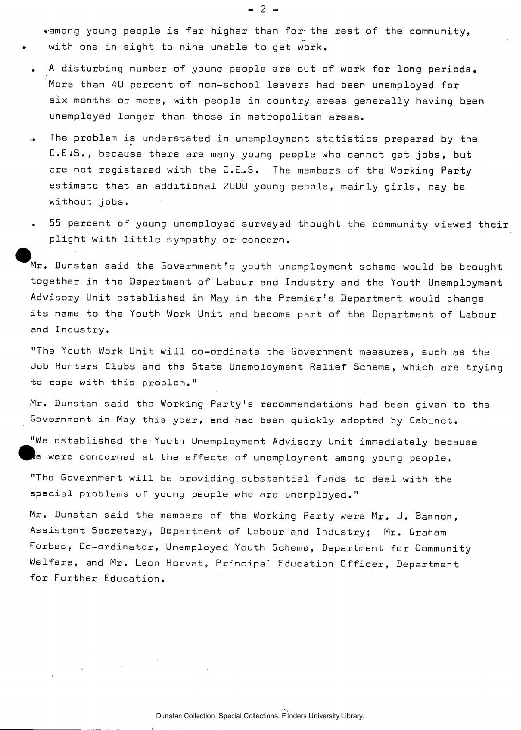among young people is far higher than for the rest of the community, with one in eight to nine unable to get work.

- A disturbing number of young people are out of work for long periods. More than 40 percent of non-school leavers had been unemployed for six months or more, with people in country areas generally having been unemployed longer than those in metropolitan areas.
- The problem is understated in unemployment statistics prepared by the C.E.S., because there are many young people who cannot get jobs, but are not registered with the C.E.S. The members of the Working Party estimate that an additional 2000 young people, mainly girls, may be without jobs.
- 55 percent of young unemployed surveyed thought the community viewed their plight with little sympathy or concern.

Mr. Dunstan said the Government's youth unemployment scheme would be brought together in the Department of Labour and Industry and the Youth Unemployment Advisory Unit established in May in the Premier's Department would change its name to the Youth Work Unit and become part of the Department of Labour and Industry.

"The Youth Work Unit will co-ordinate the Government measures, such as the Job Hunters Clubs and the State Unemployment Relief Scheme, which are trying to cope with this problem."

Mr. Dunstan said the Working Party's recommendations had been given to the Government in May this year, and had been quickly adopted by Cabinet.

"We established the Youth Unemployment Advisory Unit immediately because we were concerned at the effects of unemployment among young people.

"The Government will be providing substantial funds to deal with the special problems of young people who are unemployed."

Mr. Dunstan said the members of the Working Party were Mr. J. Bannon, Assistant Secretary, Department of Labour and Industry; Mr. Graham Forbes, Co-ordinator, Unemployed Youth Scheme, Department for Community Welfare, and Mr. Leon Horvat, Principal Education Officer, Department for Further Education.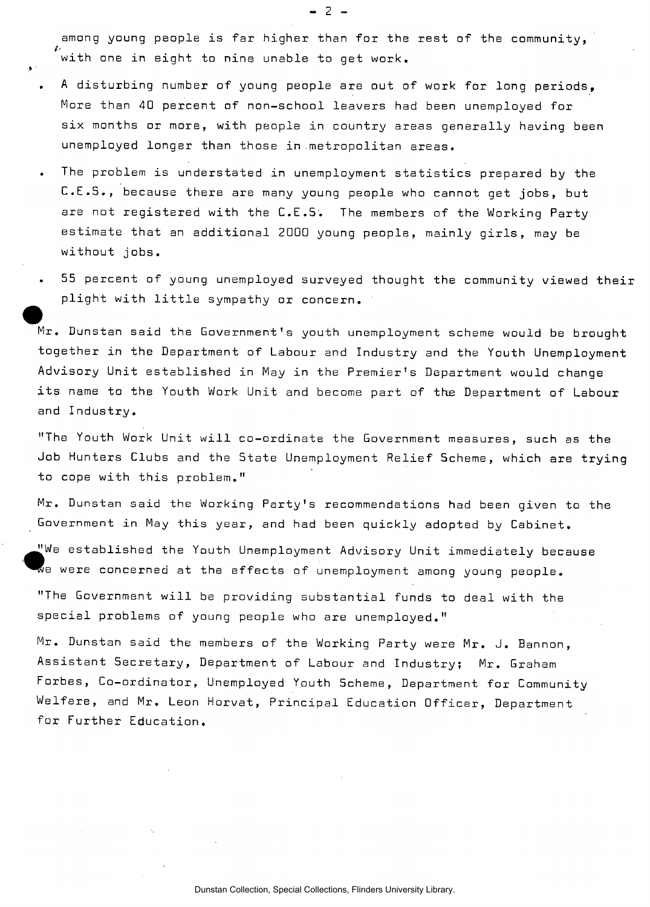among young people is far higher than for the rest of the community, with one in eight to nine unable to get work.

- A disturbing number of young people are out of work for long periods. More than 40 percent of non-school leavers had been unemployed for six months or more, with people in country areas generally having been unemployed longer than those in metropolitan areas.
- The problem is understated in unemployment statistics prepared by the C.E.S., because there are many young people who cannot get jobs, but are not registered with the C.E.S. The members of the Working Party estimate that an additional 2000 young people, mainly girls, may be without jobs.
- 55 percent of young unemployed surveyed thought the community viewed their plight with little sympathy or concern.

Mr. Dunstan said the Government's youth unemployment scheme would be brought together in the Department of Labour and Industry and the Youth Unemployment Advisory Unit established in May in the Premier's Department would change its name to the Youth Work Unit and become part of the Department of Labour and Industry.

"The Youth Work Unit will co-ordinate the Government measures, such as the Job Hunters Clubs and the State Unemployment Relief Scheme, which are trying to cope with this problem."

Mr. Dunstan said the Working Party's recommendations had been given to the Government in May this year, and had been quickly adopted by Cabinet.

"We established the Youth Unemployment Advisory Unit immediately because we were concerned at the effects of unemployment among young people.

"The Government will be providing substantial funds to deal with the special problems of young people who are unemployed."

Mr. Dunstan said the members of the Working Party were Mr. J. Bannon, Assistant Secretary, Department of Labour and Industry; Mr. Graham Forbes, Co-ordinator, Unemployed Youth Scheme, Department for Community Welfare, and Mr. Leon Horvat, Principal Education Officer, Department for Further Education.

Dunstan Collection, Special Collections, Flinders University Library.